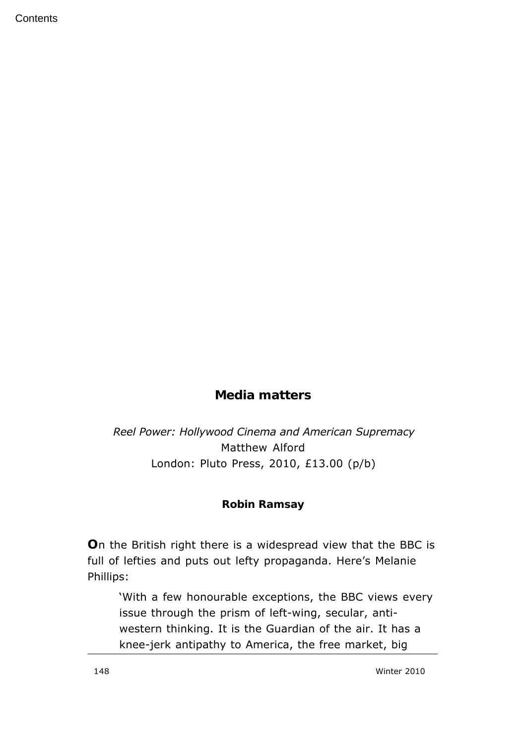## Media matters

*Reel Power: Hollywood Cinema and American Supremacy*
Matthew Alford
London: Pluto Press, 2010, £13.00 (p/b)

**Robin Ramsay**

**O**n the British right there is a widespread view that the BBC is full of lefties and puts out lefty propaganda. Here's Melanie Phillips:

> 'With a few honourable exceptions, the BBC views every issue through the prism of left-wing, secular, anti-western thinking. It is the Guardian of the air. It has a knee-jerk antipathy to America, the free market, big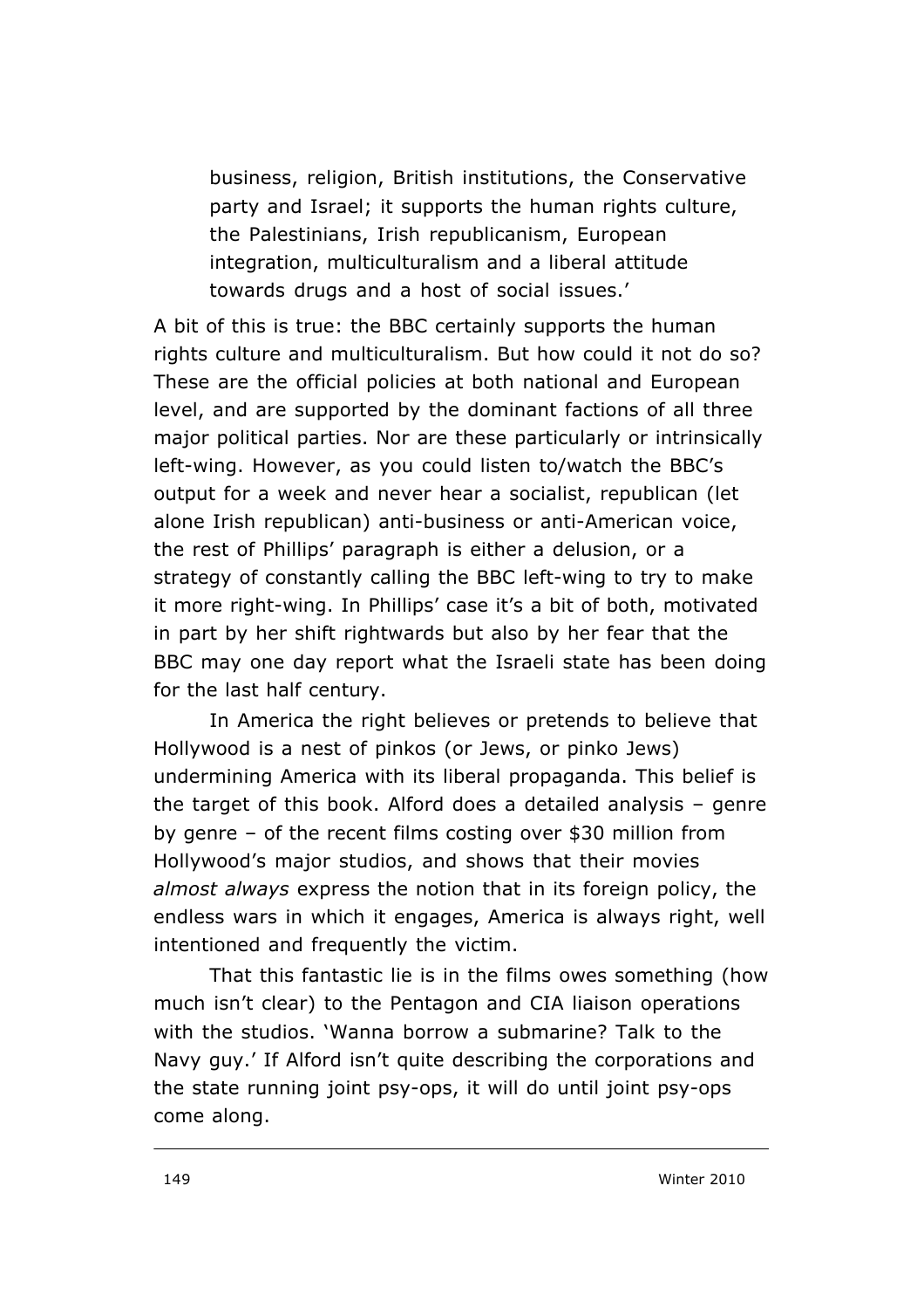> business, religion, British institutions, the Conservative party and Israel; it supports the human rights culture, the Palestinians, Irish republicanism, European integration, multiculturalism and a liberal attitude towards drugs and a host of social issues.'

A bit of this is true: the BBC certainly supports the human rights culture and multiculturalism. But how could it not do so? These are the official policies at both national and European level, and are supported by the dominant factions of all three major political parties. Nor are these particularly or intrinsically left-wing. However, as you could listen to/watch the BBC's output for a week and never hear a socialist, republican (let alone Irish republican) anti-business or anti-American voice, the rest of Phillips' paragraph is either a delusion, or a strategy of constantly calling the BBC left-wing to try to make it more right-wing. In Phillips' case it's a bit of both, motivated in part by her shift rightwards but also by her fear that the BBC may one day report what the Israeli state has been doing for the last half century.

In America the right believes or pretends to believe that Hollywood is a nest of pinkos (or Jews, or pinko Jews) undermining America with its liberal propaganda. This belief is the target of this book. Alford does a detailed analysis – genre by genre – of the recent films costing over $30 million from Hollywood's major studios, and shows that their movies *almost always* express the notion that in its foreign policy, the endless wars in which it engages, America is always right, well intentioned and frequently the victim.

That this fantastic lie is in the films owes something (how much isn't clear) to the Pentagon and CIA liaison operations with the studios. 'Wanna borrow a submarine? Talk to the Navy guy.' If Alford isn't quite describing the corporations and the state running joint psy-ops, it will do until joint psy-ops come along.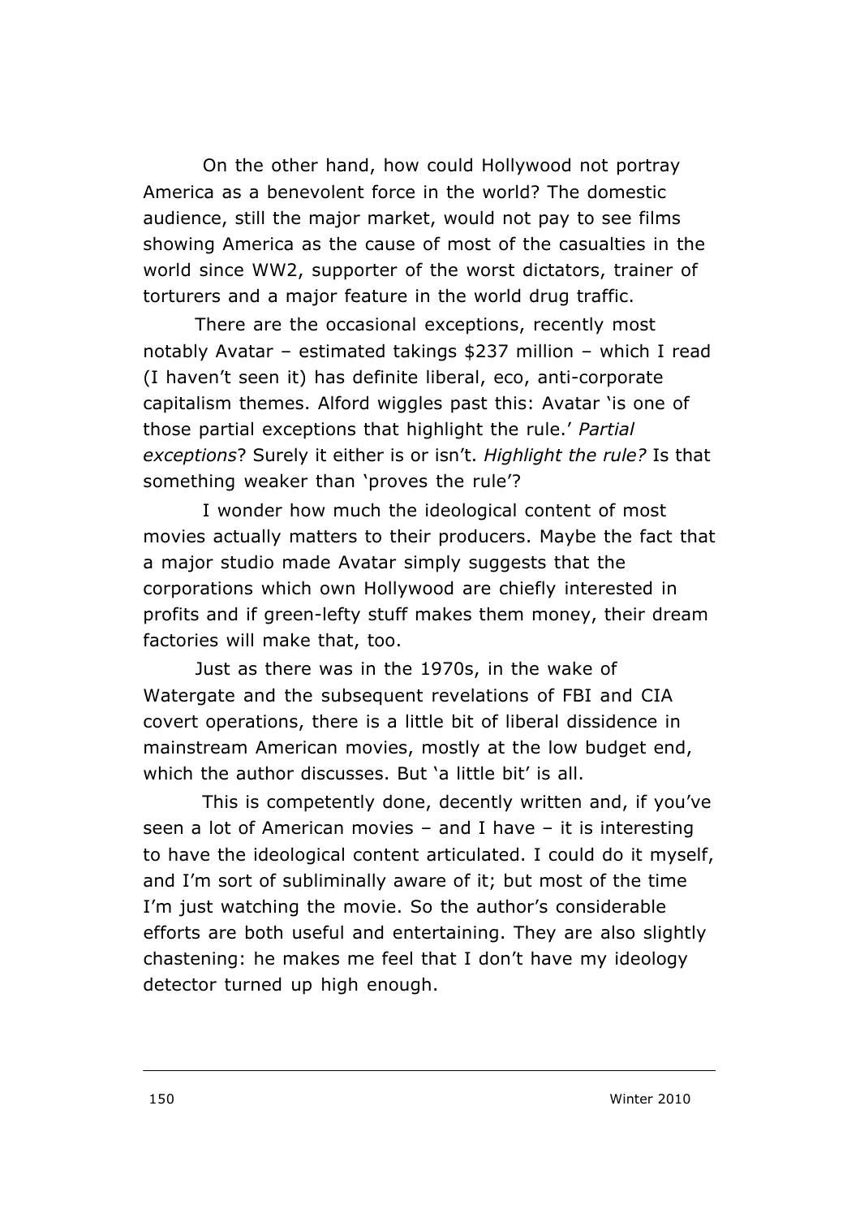On the other hand, how could Hollywood not portray America as a benevolent force in the world? The domestic audience, still the major market, would not pay to see films showing America as the cause of most of the casualties in the world since WW2, supporter of the worst dictators, trainer of torturers and a major feature in the world drug traffic.

There are the occasional exceptions, recently most notably Avatar – estimated takings $237 million – which I read (I haven't seen it) has definite liberal, eco, anti-corporate capitalism themes. Alford wiggles past this: Avatar 'is one of those partial exceptions that highlight the rule.' *Partial exceptions*? Surely it either is or isn't. *Highlight the rule?* Is that something weaker than 'proves the rule'?

I wonder how much the ideological content of most movies actually matters to their producers. Maybe the fact that a major studio made Avatar simply suggests that the corporations which own Hollywood are chiefly interested in profits and if green-lefty stuff makes them money, their dream factories will make that, too.

Just as there was in the 1970s, in the wake of Watergate and the subsequent revelations of FBI and CIA covert operations, there is a little bit of liberal dissidence in mainstream American movies, mostly at the low budget end, which the author discusses. But 'a little bit' is all.

This is competently done, decently written and, if you've seen a lot of American movies – and I have – it is interesting to have the ideological content articulated. I could do it myself, and I'm sort of subliminally aware of it; but most of the time I'm just watching the movie. So the author's considerable efforts are both useful and entertaining. They are also slightly chastening: he makes me feel that I don't have my ideology detector turned up high enough.